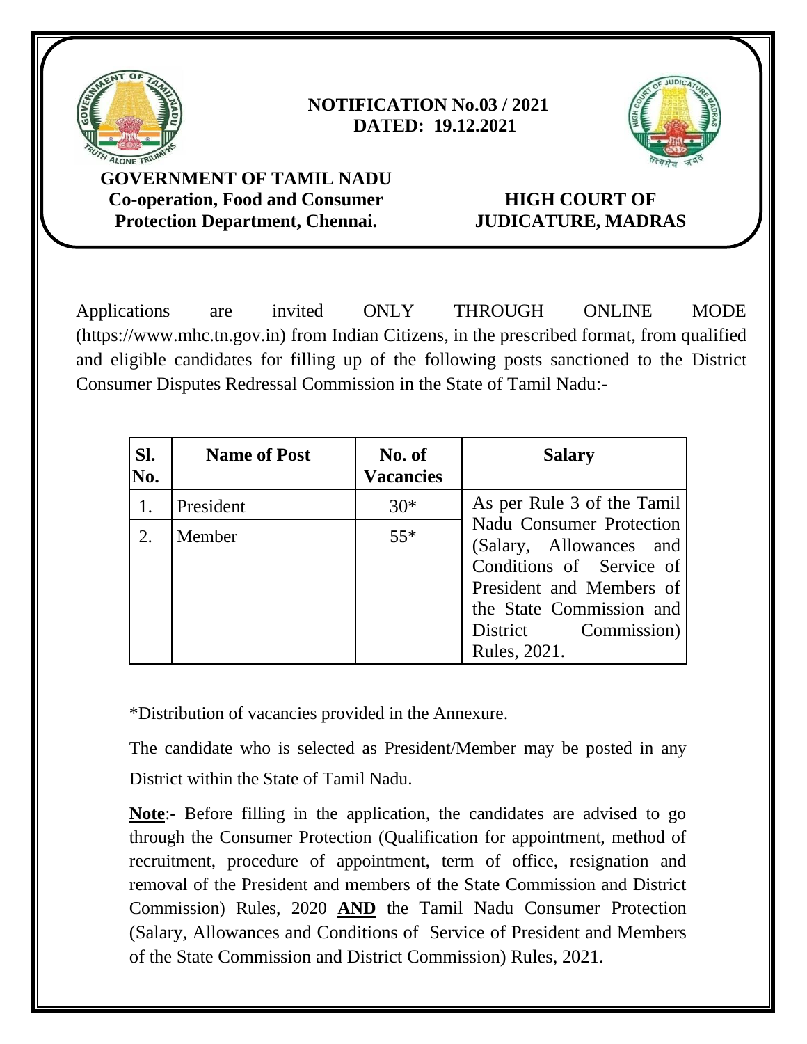**NOTIFICATION No.03 / 2021**
**DATED: 19.12.2021**

**GOVERNMENT OF TAMIL NADU**
**Co-operation, Food and Consumer Protection Department, Chennai.**

**HIGH COURT OF JUDICATURE, MADRAS**

Applications are invited ONLY THROUGH ONLINE MODE (https://www.mhc.tn.gov.in) from Indian Citizens, in the prescribed format, from qualified and eligible candidates for filling up of the following posts sanctioned to the District Consumer Disputes Redressal Commission in the State of Tamil Nadu:-

| Sl. No. | Name of Post | No. of Vacancies | Salary |
|---|---|---|---|
| 1. | President | 30* | As per Rule 3 of the Tamil Nadu Consumer Protection (Salary, Allowances and Conditions of Service of President and Members of the State Commission and District Commission) Rules, 2021. |
| 2. | Member | 55* | |

*Distribution of vacancies provided in the Annexure.

The candidate who is selected as President/Member may be posted in any District within the State of Tamil Nadu.

**Note**:- Before filling in the application, the candidates are advised to go through the Consumer Protection (Qualification for appointment, method of recruitment, procedure of appointment, term of office, resignation and removal of the President and members of the State Commission and District Commission) Rules, 2020 **AND** the Tamil Nadu Consumer Protection (Salary, Allowances and Conditions of Service of President and Members of the State Commission and District Commission) Rules, 2021.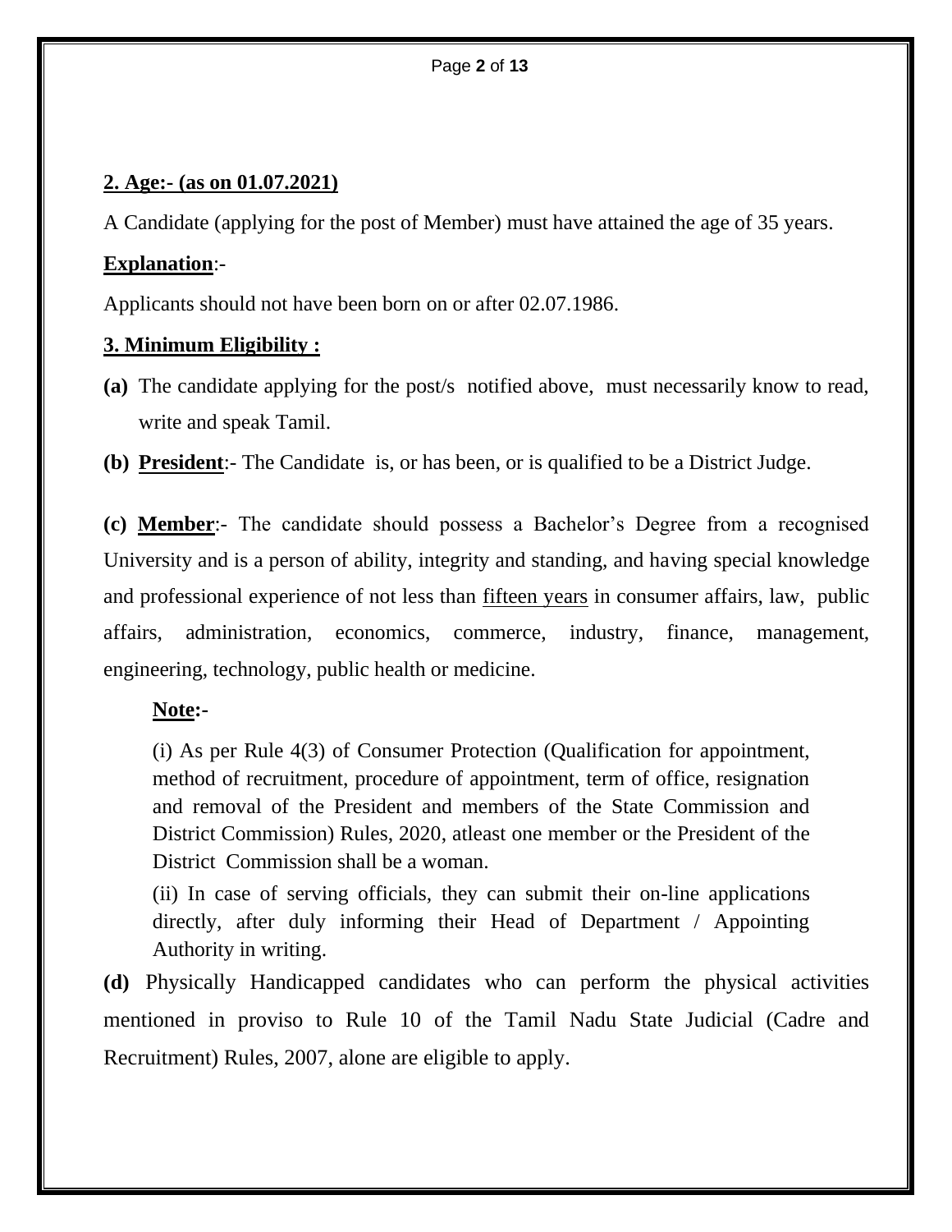## 2. Age:- (as on 01.07.2021)

A Candidate (applying for the post of Member) must have attained the age of 35 years.

**Explanation**:-

Applicants should not have been born on or after 02.07.1986.

## 3. Minimum Eligibility :

**(a)** The candidate applying for the post/s notified above, must necessarily know to read, write and speak Tamil.

**(b)** **President**:- The Candidate is, or has been, or is qualified to be a District Judge.

**(c)** **Member**:- The candidate should possess a Bachelor's Degree from a recognised University and is a person of ability, integrity and standing, and having special knowledge and professional experience of not less than fifteen years in consumer affairs, law, public affairs, administration, economics, commerce, industry, finance, management, engineering, technology, public health or medicine.

**Note:**-

(i) As per Rule 4(3) of Consumer Protection (Qualification for appointment, method of recruitment, procedure of appointment, term of office, resignation and removal of the President and members of the State Commission and District Commission) Rules, 2020, atleast one member or the President of the District Commission shall be a woman.

(ii) In case of serving officials, they can submit their on-line applications directly, after duly informing their Head of Department / Appointing Authority in writing.

**(d)** Physically Handicapped candidates who can perform the physical activities mentioned in proviso to Rule 10 of the Tamil Nadu State Judicial (Cadre and Recruitment) Rules, 2007, alone are eligible to apply.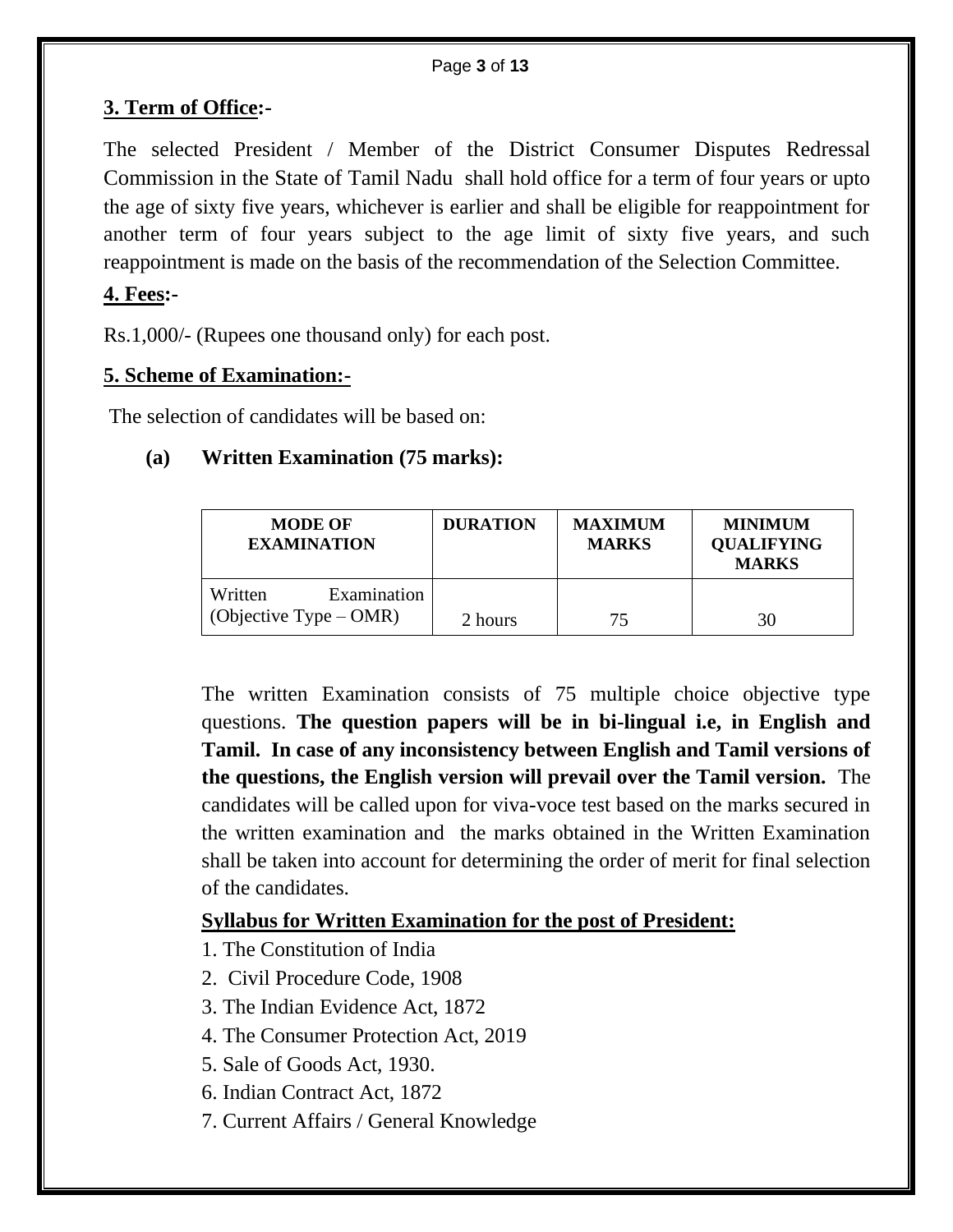### **3. Term of Office:-**

The selected President / Member of the District Consumer Disputes Redressal Commission in the State of Tamil Nadu shall hold office for a term of four years or upto the age of sixty five years, whichever is earlier and shall be eligible for reappointment for another term of four years subject to the age limit of sixty five years, and such reappointment is made on the basis of the recommendation of the Selection Committee.

### **4. Fees:-**

Rs.1,000/- (Rupees one thousand only) for each post.

### **5. Scheme of Examination:-**

The selection of candidates will be based on:

**(a) Written Examination (75 marks):**

| MODE OF EXAMINATION | DURATION | MAXIMUM MARKS | MINIMUM QUALIFYING MARKS |
|---|---|---|---|
| Written Examination (Objective Type – OMR) | 2 hours | 75 | 30 |

The written Examination consists of 75 multiple choice objective type questions. **The question papers will be in bi-lingual i.e, in English and Tamil. In case of any inconsistency between English and Tamil versions of the questions, the English version will prevail over the Tamil version.** The candidates will be called upon for viva-voce test based on the marks secured in the written examination and the marks obtained in the Written Examination shall be taken into account for determining the order of merit for final selection of the candidates.

**Syllabus for Written Examination for the post of President:**

1. The Constitution of India
2. Civil Procedure Code, 1908
3. The Indian Evidence Act, 1872
4. The Consumer Protection Act, 2019
5. Sale of Goods Act, 1930.
6. Indian Contract Act, 1872
7. Current Affairs / General Knowledge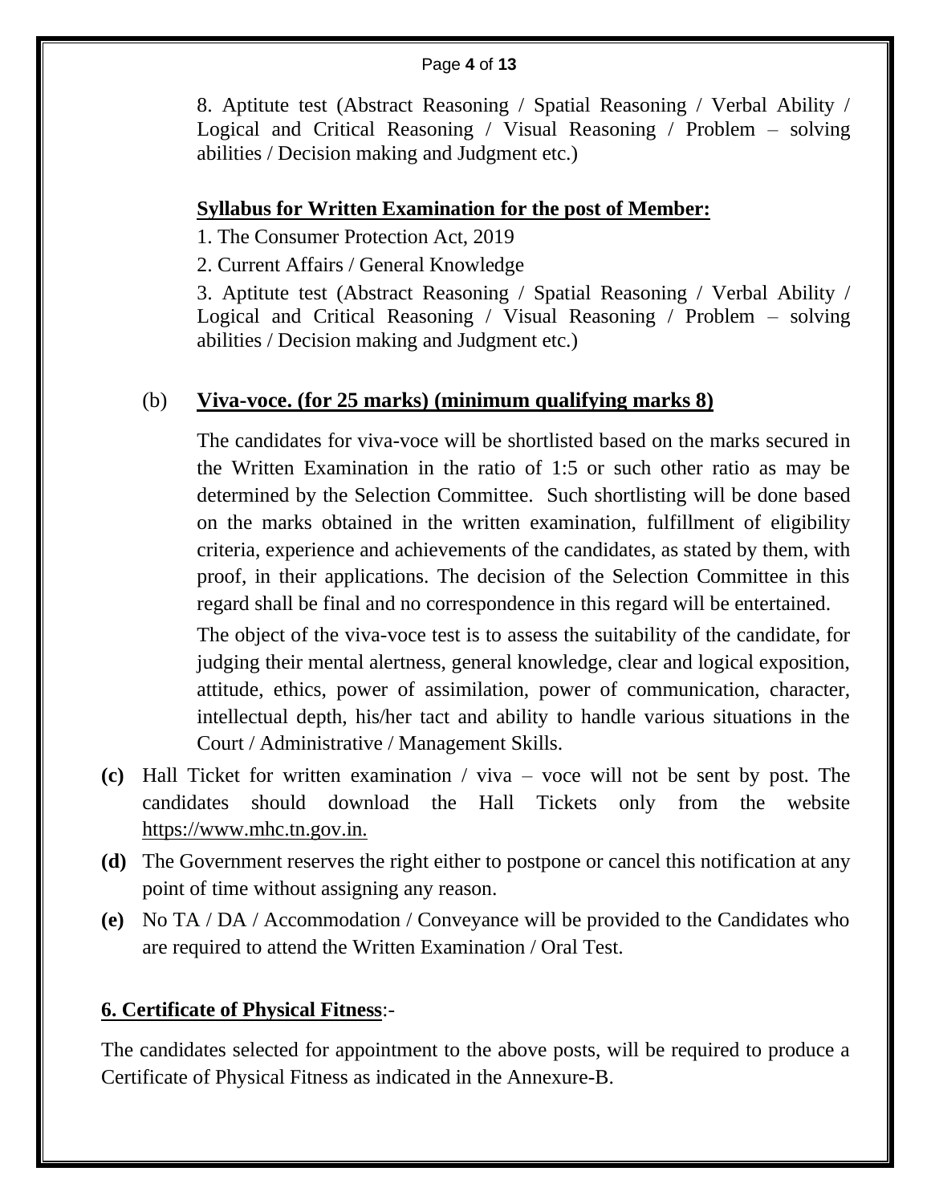8. Aptitute test (Abstract Reasoning / Spatial Reasoning / Verbal Ability / Logical and Critical Reasoning / Visual Reasoning / Problem – solving abilities / Decision making and Judgment etc.)

**Syllabus for Written Examination for the post of Member:**

1. The Consumer Protection Act, 2019

2. Current Affairs / General Knowledge

3. Aptitute test (Abstract Reasoning / Spatial Reasoning / Verbal Ability / Logical and Critical Reasoning / Visual Reasoning / Problem – solving abilities / Decision making and Judgment etc.)

(b) **Viva-voce. (for 25 marks) (minimum qualifying marks 8)**

The candidates for viva-voce will be shortlisted based on the marks secured in the Written Examination in the ratio of 1:5 or such other ratio as may be determined by the Selection Committee. Such shortlisting will be done based on the marks obtained in the written examination, fulfillment of eligibility criteria, experience and achievements of the candidates, as stated by them, with proof, in their applications. The decision of the Selection Committee in this regard shall be final and no correspondence in this regard will be entertained.

The object of the viva-voce test is to assess the suitability of the candidate, for judging their mental alertness, general knowledge, clear and logical exposition, attitude, ethics, power of assimilation, power of communication, character, intellectual depth, his/her tact and ability to handle various situations in the Court / Administrative / Management Skills.

**(c)** Hall Ticket for written examination / viva – voce will not be sent by post. The candidates should download the Hall Tickets only from the website https://www.mhc.tn.gov.in.

**(d)** The Government reserves the right either to postpone or cancel this notification at any point of time without assigning any reason.

**(e)** No TA / DA / Accommodation / Conveyance will be provided to the Candidates who are required to attend the Written Examination / Oral Test.

**6. Certificate of Physical Fitness**:-

The candidates selected for appointment to the above posts, will be required to produce a Certificate of Physical Fitness as indicated in the Annexure-B.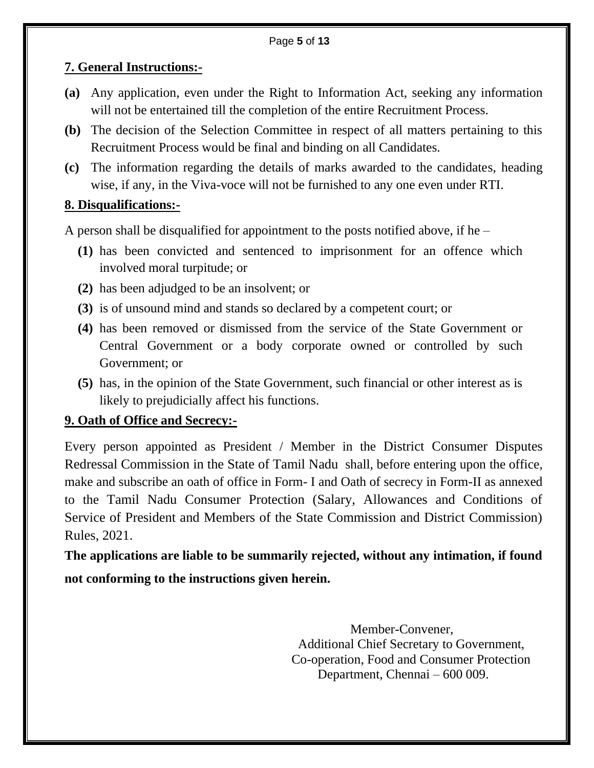## 7. General Instructions:-

**(a)** Any application, even under the Right to Information Act, seeking any information will not be entertained till the completion of the entire Recruitment Process.

**(b)** The decision of the Selection Committee in respect of all matters pertaining to this Recruitment Process would be final and binding on all Candidates.

**(c)** The information regarding the details of marks awarded to the candidates, heading wise, if any, in the Viva-voce will not be furnished to any one even under RTI.

## 8. Disqualifications:-

A person shall be disqualified for appointment to the posts notified above, if he –

**(1)** has been convicted and sentenced to imprisonment for an offence which involved moral turpitude; or

**(2)** has been adjudged to be an insolvent; or

**(3)** is of unsound mind and stands so declared by a competent court; or

**(4)** has been removed or dismissed from the service of the State Government or Central Government or a body corporate owned or controlled by such Government; or

**(5)** has, in the opinion of the State Government, such financial or other interest as is likely to prejudicially affect his functions.

## 9. Oath of Office and Secrecy:-

Every person appointed as President / Member in the District Consumer Disputes Redressal Commission in the State of Tamil Nadu shall, before entering upon the office, make and subscribe an oath of office in Form- I and Oath of secrecy in Form-II as annexed to the Tamil Nadu Consumer Protection (Salary, Allowances and Conditions of Service of President and Members of the State Commission and District Commission) Rules, 2021.

**The applications are liable to be summarily rejected, without any intimation, if found not conforming to the instructions given herein.**

Member-Convener,
Additional Chief Secretary to Government,
Co-operation, Food and Consumer Protection
Department, Chennai – 600 009.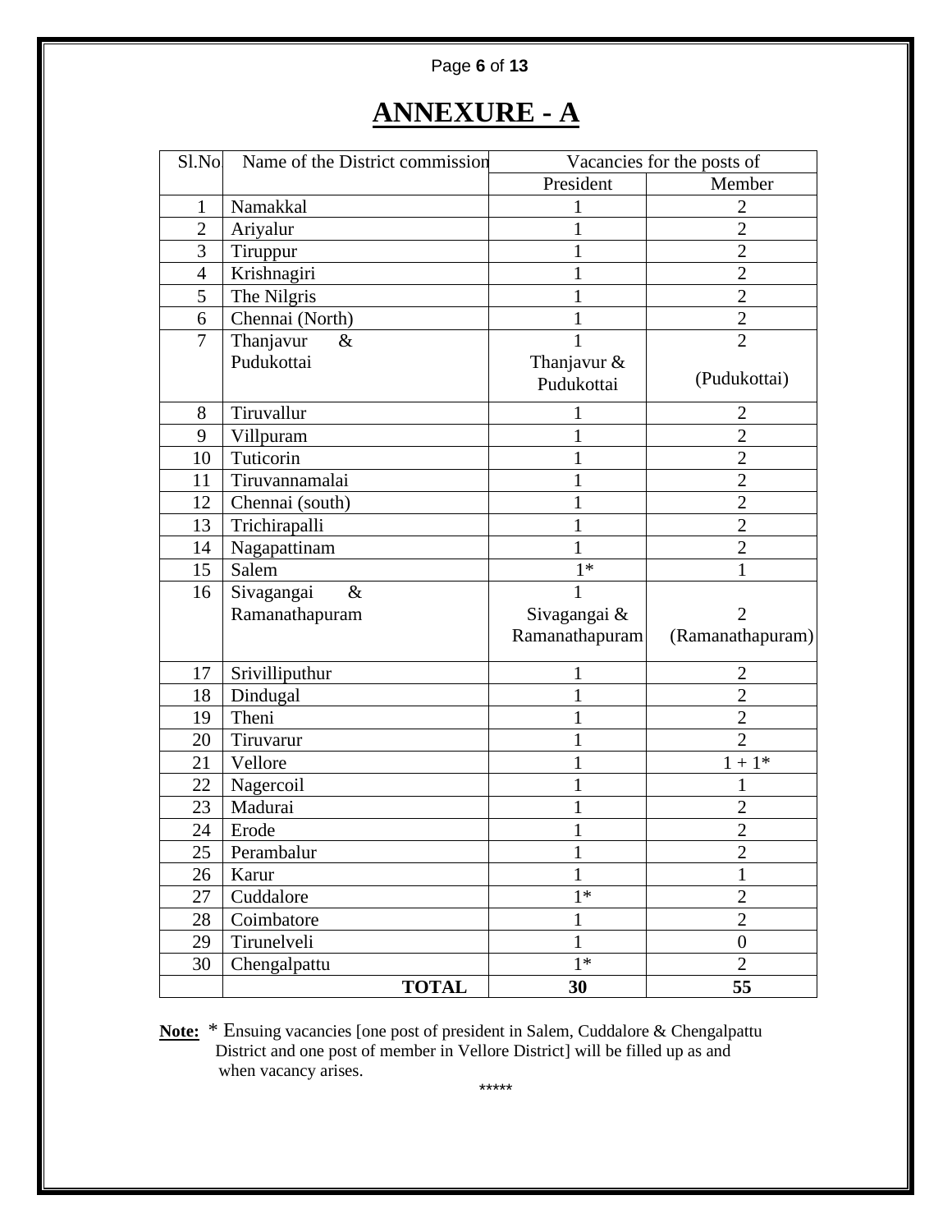# ANNEXURE - A

| Sl.No | Name of the District commission | Vacancies for the posts of | |
|---|---|---|---|
| | | President | Member |
| 1 | Namakkal | 1 | 2 |
| 2 | Ariyalur | 1 | 2 |
| 3 | Tiruppur | 1 | 2 |
| 4 | Krishnagiri | 1 | 2 |
| 5 | The Nilgris | 1 | 2 |
| 6 | Chennai (North) | 1 | 2 |
| 7 | Thanjavur & Pudukottai | 1 Thanjavur & Pudukottai | 2 (Pudukottai) |
| 8 | Tiruvallur | 1 | 2 |
| 9 | Villpuram | 1 | 2 |
| 10 | Tuticorin | 1 | 2 |
| 11 | Tiruvannamalai | 1 | 2 |
| 12 | Chennai (south) | 1 | 2 |
| 13 | Trichirapalli | 1 | 2 |
| 14 | Nagapattinam | 1 | 2 |
| 15 | Salem | 1* | 1 |
| 16 | Sivagangai & Ramanathapuram | 1 Sivagangai & Ramanathapuram | 2 (Ramanathapuram) |
| 17 | Srivilliputhur | 1 | 2 |
| 18 | Dindugal | 1 | 2 |
| 19 | Theni | 1 | 2 |
| 20 | Tiruvarur | 1 | 2 |
| 21 | Vellore | 1 | 1 + 1* |
| 22 | Nagercoil | 1 | 1 |
| 23 | Madurai | 1 | 2 |
| 24 | Erode | 1 | 2 |
| 25 | Perambalur | 1 | 2 |
| 26 | Karur | 1 | 1 |
| 27 | Cuddalore | 1* | 2 |
| 28 | Coimbatore | 1 | 2 |
| 29 | Tirunelveli | 1 | 0 |
| 30 | Chengalpattu | 1* | 2 |
| | **TOTAL** | **30** | **55** |

**Note:** * Ensuing vacancies [one post of president in Salem, Cuddalore & Chengalpattu District and one post of member in Vellore District] will be filled up as and when vacancy arises.

*****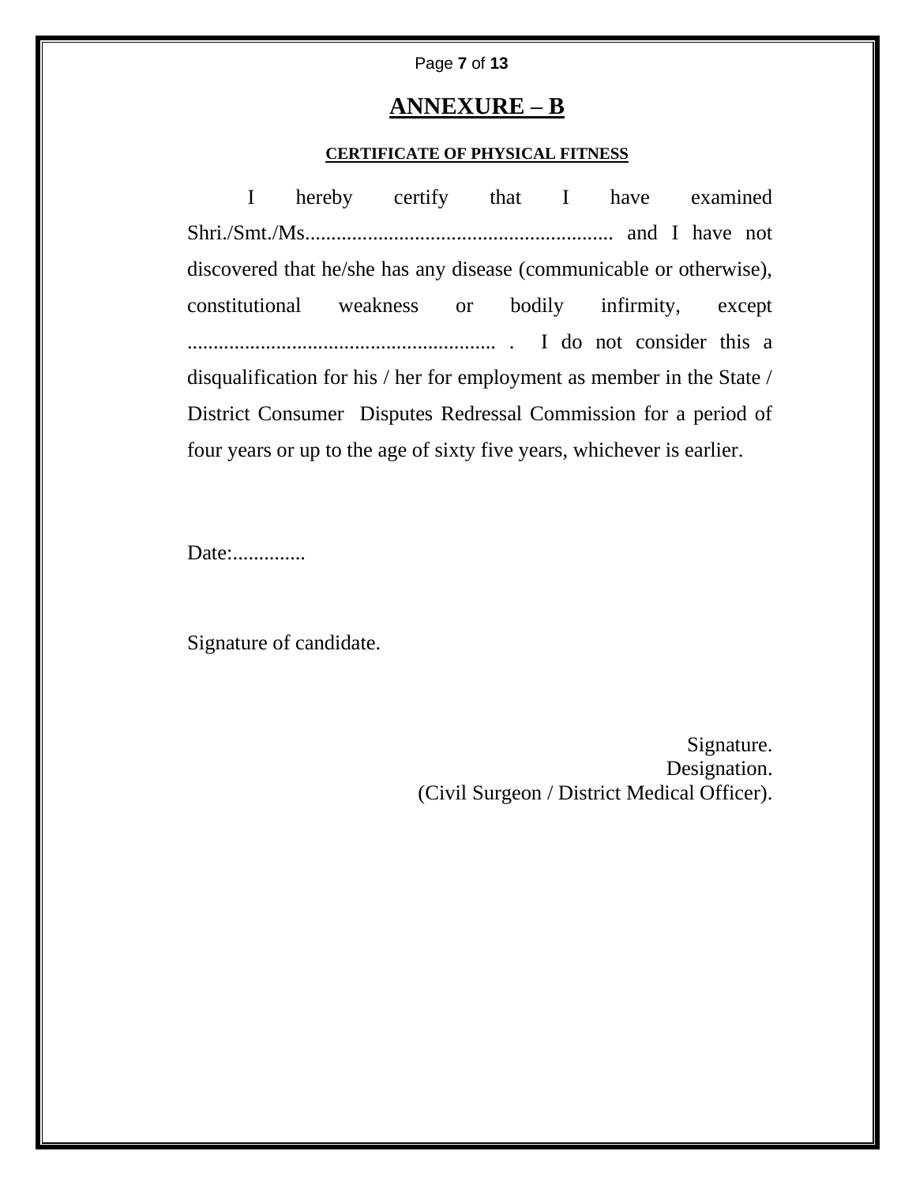# ANNEXURE – B

**CERTIFICATE OF PHYSICAL FITNESS**

I hereby certify that I have examined Shri./Smt./Ms.......................................................... and I have not discovered that he/she has any disease (communicable or otherwise), constitutional weakness or bodily infirmity, except .......................................................... . I do not consider this a disqualification for his / her for employment as member in the State / District Consumer Disputes Redressal Commission for a period of four years or up to the age of sixty five years, whichever is earlier.

Date:..............

Signature of candidate.

Signature.
Designation.
(Civil Surgeon / District Medical Officer).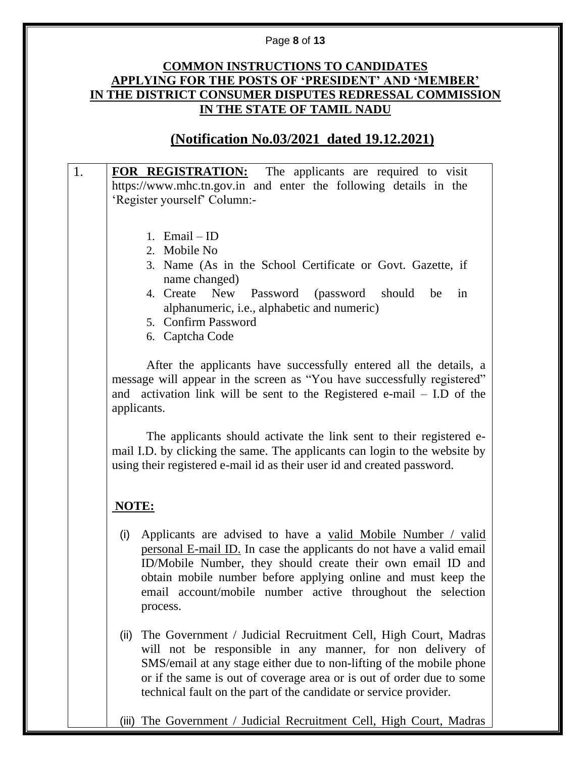**COMMON INSTRUCTIONS TO CANDIDATES APPLYING FOR THE POSTS OF 'PRESIDENT' AND 'MEMBER' IN THE DISTRICT CONSUMER DISPUTES REDRESSAL COMMISSION IN THE STATE OF TAMIL NADU**

## (Notification No.03/2021 dated 19.12.2021)

1. **FOR REGISTRATION:** The applicants are required to visit https://www.mhc.tn.gov.in and enter the following details in the 'Register yourself' Column:-

    1. Email – ID
    2. Mobile No
    3. Name (As in the School Certificate or Govt. Gazette, if name changed)
    4. Create New Password (password should be in alphanumeric, i.e., alphabetic and numeric)
    5. Confirm Password
    6. Captcha Code

    After the applicants have successfully entered all the details, a message will appear in the screen as "You have successfully registered" and activation link will be sent to the Registered e-mail – I.D of the applicants.

    The applicants should activate the link sent to their registered e-mail I.D. by clicking the same. The applicants can login to the website by using their registered e-mail id as their user id and created password.

    **NOTE:**

    (i) Applicants are advised to have a valid Mobile Number / valid personal E-mail ID. In case the applicants do not have a valid email ID/Mobile Number, they should create their own email ID and obtain mobile number before applying online and must keep the email account/mobile number active throughout the selection process.

    (ii) The Government / Judicial Recruitment Cell, High Court, Madras will not be responsible in any manner, for non delivery of SMS/email at any stage either due to non-lifting of the mobile phone or if the same is out of coverage area or is out of order due to some technical fault on the part of the candidate or service provider.

    (iii) The Government / Judicial Recruitment Cell, High Court, Madras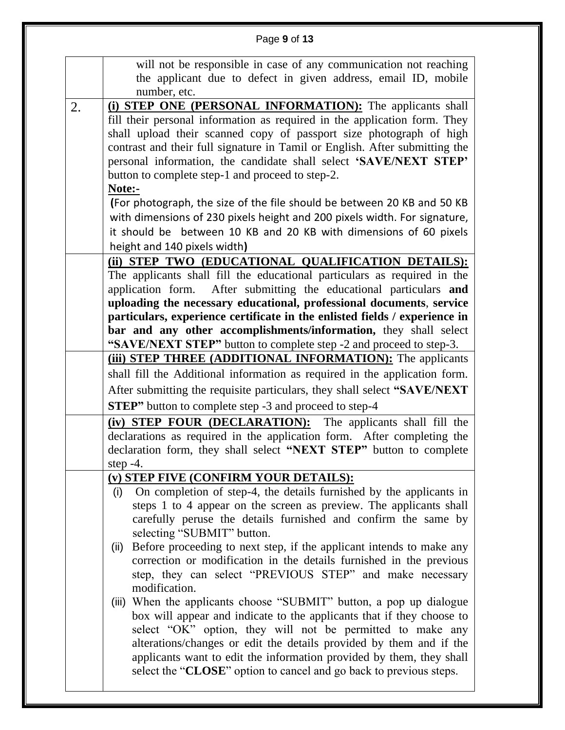|  |  |
|---|---|
|  | will not be responsible in case of any communication not reaching the applicant due to defect in given address, email ID, mobile number, etc. |
| 2. | **(i) STEP ONE (PERSONAL INFORMATION):** The applicants shall fill their personal information as required in the application form. They shall upload their scanned copy of passport size photograph of high contrast and their full signature in Tamil or English. After submitting the personal information, the candidate shall select **'SAVE/NEXT STEP'** button to complete step-1 and proceed to step-2.<br>**Note:-**<br>**(**For photograph, the size of the file should be between 20 KB and 50 KB with dimensions of 230 pixels height and 200 pixels width. For signature, it should be between 10 KB and 20 KB with dimensions of 60 pixels height and 140 pixels width**)** |
|  | **(ii) STEP TWO (EDUCATIONAL QUALIFICATION DETAILS):** The applicants shall fill the educational particulars as required in the application form. After submitting the educational particulars **and uploading the necessary educational, professional documents**, **service particulars, experience certificate in the enlisted fields / experience in bar and any other accomplishments/information,** they shall select **"SAVE/NEXT STEP"** button to complete step -2 and proceed to step-3. |
|  | **(iii) STEP THREE (ADDITIONAL INFORMATION):** The applicants shall fill the Additional information as required in the application form. After submitting the requisite particulars, they shall select **"SAVE/NEXT STEP"** button to complete step -3 and proceed to step-4 |
|  | **(iv) STEP FOUR (DECLARATION):** The applicants shall fill the declarations as required in the application form. After completing the declaration form, they shall select **"NEXT STEP"** button to complete step -4. |
|  | **(v) STEP FIVE (CONFIRM YOUR DETAILS):**<br>(i) On completion of step-4, the details furnished by the applicants in steps 1 to 4 appear on the screen as preview. The applicants shall carefully peruse the details furnished and confirm the same by selecting "SUBMIT" button.<br>(ii) Before proceeding to next step, if the applicant intends to make any correction or modification in the details furnished in the previous step, they can select "PREVIOUS STEP" and make necessary modification.<br>(iii) When the applicants choose "SUBMIT" button, a pop up dialogue box will appear and indicate to the applicants that if they choose to select "OK" option, they will not be permitted to make any alterations/changes or edit the details provided by them and if the applicants want to edit the information provided by them, they shall select the "**CLOSE**" option to cancel and go back to previous steps. |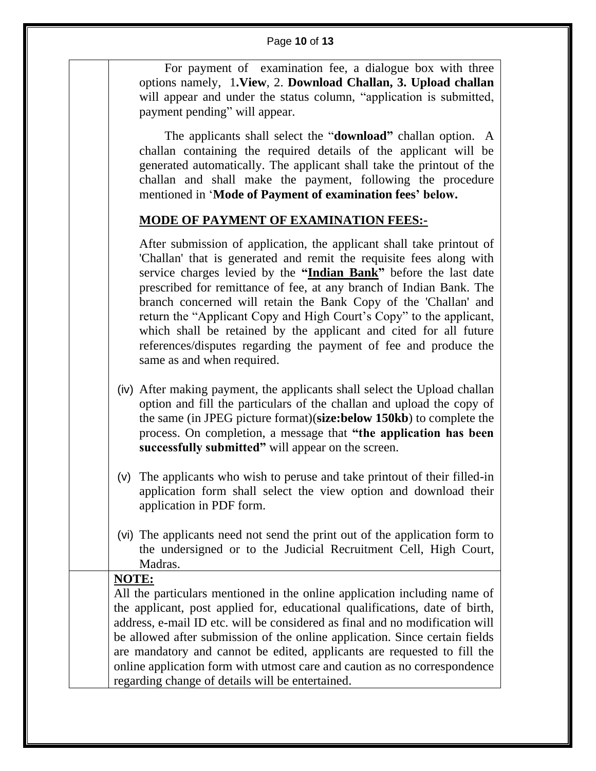For payment of examination fee, a dialogue box with three options namely, 1.**View**, 2. **Download Challan, 3. Upload challan** will appear and under the status column, "application is submitted, payment pending" will appear.

The applicants shall select the "**download"** challan option. A challan containing the required details of the applicant will be generated automatically. The applicant shall take the printout of the challan and shall make the payment, following the procedure mentioned in '**Mode of Payment of examination fees' below.**

**MODE OF PAYMENT OF EXAMINATION FEES:-**

After submission of application, the applicant shall take printout of 'Challan' that is generated and remit the requisite fees along with service charges levied by the **"Indian Bank"** before the last date prescribed for remittance of fee, at any branch of Indian Bank. The branch concerned will retain the Bank Copy of the 'Challan' and return the "Applicant Copy and High Court's Copy" to the applicant, which shall be retained by the applicant and cited for all future references/disputes regarding the payment of fee and produce the same as and when required.

(iv) After making payment, the applicants shall select the Upload challan option and fill the particulars of the challan and upload the copy of the same (in JPEG picture format)(**size:below 150kb**) to complete the process. On completion, a message that **"the application has been successfully submitted"** will appear on the screen.

(v) The applicants who wish to peruse and take printout of their filled-in application form shall select the view option and download their application in PDF form.

(vi) The applicants need not send the print out of the application form to the undersigned or to the Judicial Recruitment Cell, High Court, Madras.

**NOTE:**

All the particulars mentioned in the online application including name of the applicant, post applied for, educational qualifications, date of birth, address, e-mail ID etc. will be considered as final and no modification will be allowed after submission of the online application. Since certain fields are mandatory and cannot be edited, applicants are requested to fill the online application form with utmost care and caution as no correspondence regarding change of details will be entertained.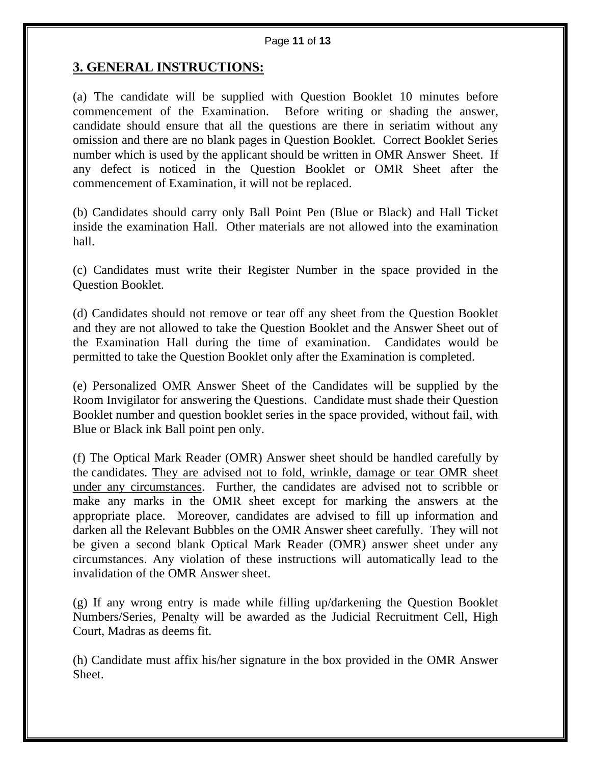## 3. GENERAL INSTRUCTIONS:

(a) The candidate will be supplied with Question Booklet 10 minutes before commencement of the Examination. Before writing or shading the answer, candidate should ensure that all the questions are there in seriatim without any omission and there are no blank pages in Question Booklet. Correct Booklet Series number which is used by the applicant should be written in OMR Answer Sheet. If any defect is noticed in the Question Booklet or OMR Sheet after the commencement of Examination, it will not be replaced.

(b) Candidates should carry only Ball Point Pen (Blue or Black) and Hall Ticket inside the examination Hall. Other materials are not allowed into the examination hall.

(c) Candidates must write their Register Number in the space provided in the Question Booklet.

(d) Candidates should not remove or tear off any sheet from the Question Booklet and they are not allowed to take the Question Booklet and the Answer Sheet out of the Examination Hall during the time of examination. Candidates would be permitted to take the Question Booklet only after the Examination is completed.

(e) Personalized OMR Answer Sheet of the Candidates will be supplied by the Room Invigilator for answering the Questions. Candidate must shade their Question Booklet number and question booklet series in the space provided, without fail, with Blue or Black ink Ball point pen only.

(f) The Optical Mark Reader (OMR) Answer sheet should be handled carefully by the candidates. <u>They are advised not to fold, wrinkle, damage or tear OMR sheet under any circumstances</u>. Further, the candidates are advised not to scribble or make any marks in the OMR sheet except for marking the answers at the appropriate place. Moreover, candidates are advised to fill up information and darken all the Relevant Bubbles on the OMR Answer sheet carefully. They will not be given a second blank Optical Mark Reader (OMR) answer sheet under any circumstances. Any violation of these instructions will automatically lead to the invalidation of the OMR Answer sheet.

(g) If any wrong entry is made while filling up/darkening the Question Booklet Numbers/Series, Penalty will be awarded as the Judicial Recruitment Cell, High Court, Madras as deems fit.

(h) Candidate must affix his/her signature in the box provided in the OMR Answer Sheet.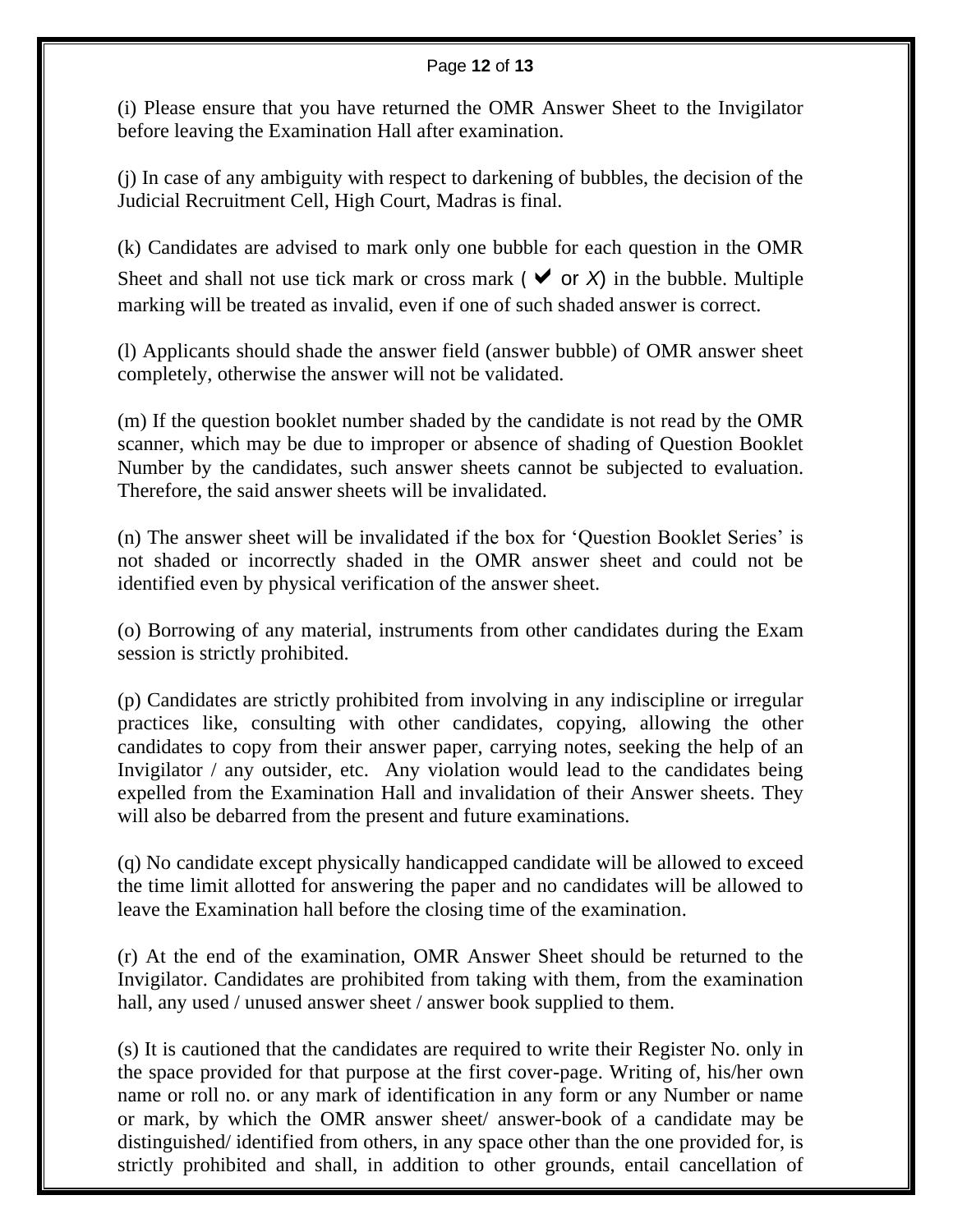(i) Please ensure that you have returned the OMR Answer Sheet to the Invigilator before leaving the Examination Hall after examination.

(j) In case of any ambiguity with respect to darkening of bubbles, the decision of the Judicial Recruitment Cell, High Court, Madras is final.

(k) Candidates are advised to mark only one bubble for each question in the OMR Sheet and shall not use tick mark or cross mark ( ✔ or X) in the bubble. Multiple marking will be treated as invalid, even if one of such shaded answer is correct.

(l) Applicants should shade the answer field (answer bubble) of OMR answer sheet completely, otherwise the answer will not be validated.

(m) If the question booklet number shaded by the candidate is not read by the OMR scanner, which may be due to improper or absence of shading of Question Booklet Number by the candidates, such answer sheets cannot be subjected to evaluation. Therefore, the said answer sheets will be invalidated.

(n) The answer sheet will be invalidated if the box for 'Question Booklet Series' is not shaded or incorrectly shaded in the OMR answer sheet and could not be identified even by physical verification of the answer sheet.

(o) Borrowing of any material, instruments from other candidates during the Exam session is strictly prohibited.

(p) Candidates are strictly prohibited from involving in any indiscipline or irregular practices like, consulting with other candidates, copying, allowing the other candidates to copy from their answer paper, carrying notes, seeking the help of an Invigilator / any outsider, etc. Any violation would lead to the candidates being expelled from the Examination Hall and invalidation of their Answer sheets. They will also be debarred from the present and future examinations.

(q) No candidate except physically handicapped candidate will be allowed to exceed the time limit allotted for answering the paper and no candidates will be allowed to leave the Examination hall before the closing time of the examination.

(r) At the end of the examination, OMR Answer Sheet should be returned to the Invigilator. Candidates are prohibited from taking with them, from the examination hall, any used / unused answer sheet / answer book supplied to them.

(s) It is cautioned that the candidates are required to write their Register No. only in the space provided for that purpose at the first cover-page. Writing of, his/her own name or roll no. or any mark of identification in any form or any Number or name or mark, by which the OMR answer sheet/ answer-book of a candidate may be distinguished/ identified from others, in any space other than the one provided for, is strictly prohibited and shall, in addition to other grounds, entail cancellation of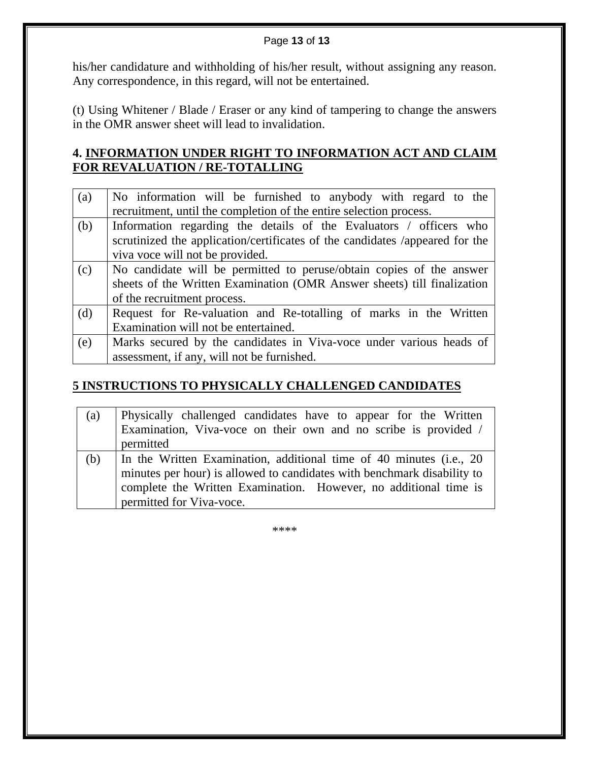his/her candidature and withholding of his/her result, without assigning any reason. Any correspondence, in this regard, will not be entertained.

(t) Using Whitener / Blade / Eraser or any kind of tampering to change the answers in the OMR answer sheet will lead to invalidation.

## 4. INFORMATION UNDER RIGHT TO INFORMATION ACT AND CLAIM FOR REVALUATION / RE-TOTALLING

| | |
|---|---|
| (a) | No information will be furnished to anybody with regard to the recruitment, until the completion of the entire selection process. |
| (b) | Information regarding the details of the Evaluators / officers who scrutinized the application/certificates of the candidates /appeared for the viva voce will not be provided. |
| (c) | No candidate will be permitted to peruse/obtain copies of the answer sheets of the Written Examination (OMR Answer sheets) till finalization of the recruitment process. |
| (d) | Request for Re-valuation and Re-totalling of marks in the Written Examination will not be entertained. |
| (e) | Marks secured by the candidates in Viva-voce under various heads of assessment, if any, will not be furnished. |

## 5 INSTRUCTIONS TO PHYSICALLY CHALLENGED CANDIDATES

| | |
|---|---|
| (a) | Physically challenged candidates have to appear for the Written Examination, Viva-voce on their own and no scribe is provided / permitted |
| (b) | In the Written Examination, additional time of 40 minutes (i.e., 20 minutes per hour) is allowed to candidates with benchmark disability to complete the Written Examination. However, no additional time is permitted for Viva-voce. |

****